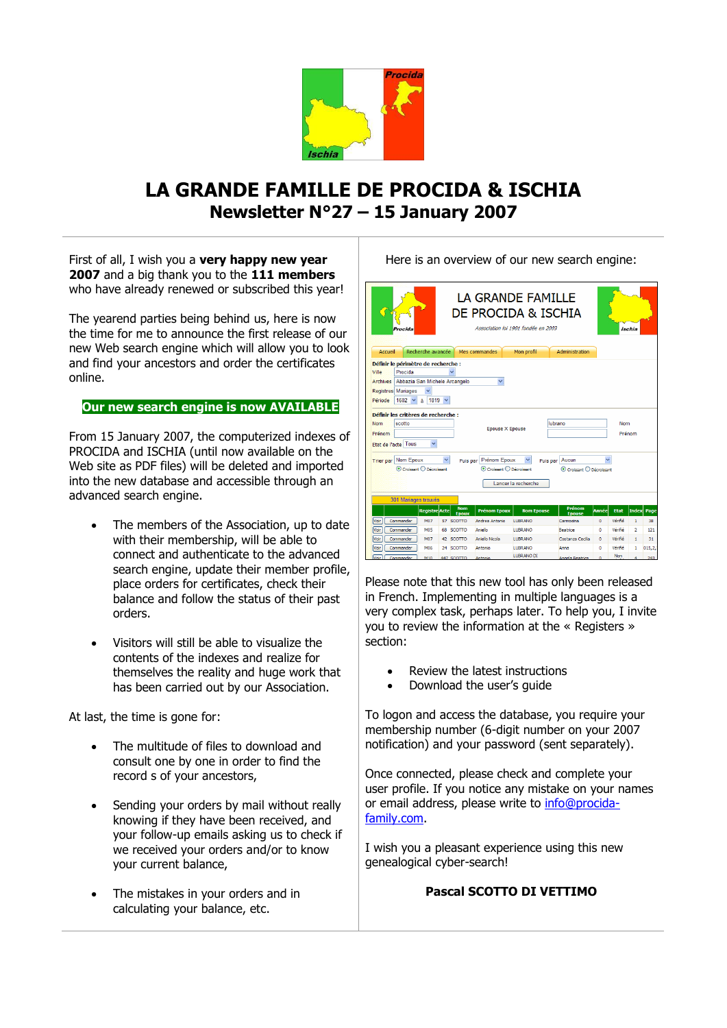# LA GRANDE FAMILLE DE PROCIDA & ISCHIA

## Newsletter N°27 – 15 January 2007

First of all, I wish you a **very happy new year 2007** and a big thank you to the **111 members** who have already renewed or subscribed this year!

The yearend parties being behind us, here is now the time for me to announce the first release of our new Web search engine which will allow you to look and find your ancestors and order the certificates online.

**Our new search engine is now AVAILABLE**

From 15 January 2007, the computerized indexes of PROCIDA and ISCHIA (until now available on the Web site as PDF files) will be deleted and imported into the new database and accessible through an advanced search engine.

- The members of the Association, up to date with their membership, will be able to connect and authenticate to the advanced search engine, update their member profile, place orders for certificates, check their balance and follow the status of their past orders.
- Visitors will still be able to visualize the contents of the indexes and realize for themselves the reality and huge work that has been carried out by our Association.

At last, the time is gone for:

- The multitude of files to download and consult one by one in order to find the record s of your ancestors,
- Sending your orders by mail without really knowing if they have been received, and your follow-up emails asking us to check if we received your orders and/or to know your current balance,
- The mistakes in your orders and in calculating your balance, etc.

Here is an overview of our new search engine:

Please note that this new tool has only been released in French. Implementing in multiple languages is a very complex task, perhaps later. To help you, I invite you to review the information at the « Registers » section:

- Review the latest instructions
- Download the user's guide

To logon and access the database, you require your membership number (6-digit number on your 2007 notification) and your password (sent separately).

Once connected, please check and complete your user profile. If you notice any mistake on your names or email address, please write to info@procida-family.com.

I wish you a pleasant experience using this new genealogical cyber-search!

**Pascal SCOTTO DI VETTIMO**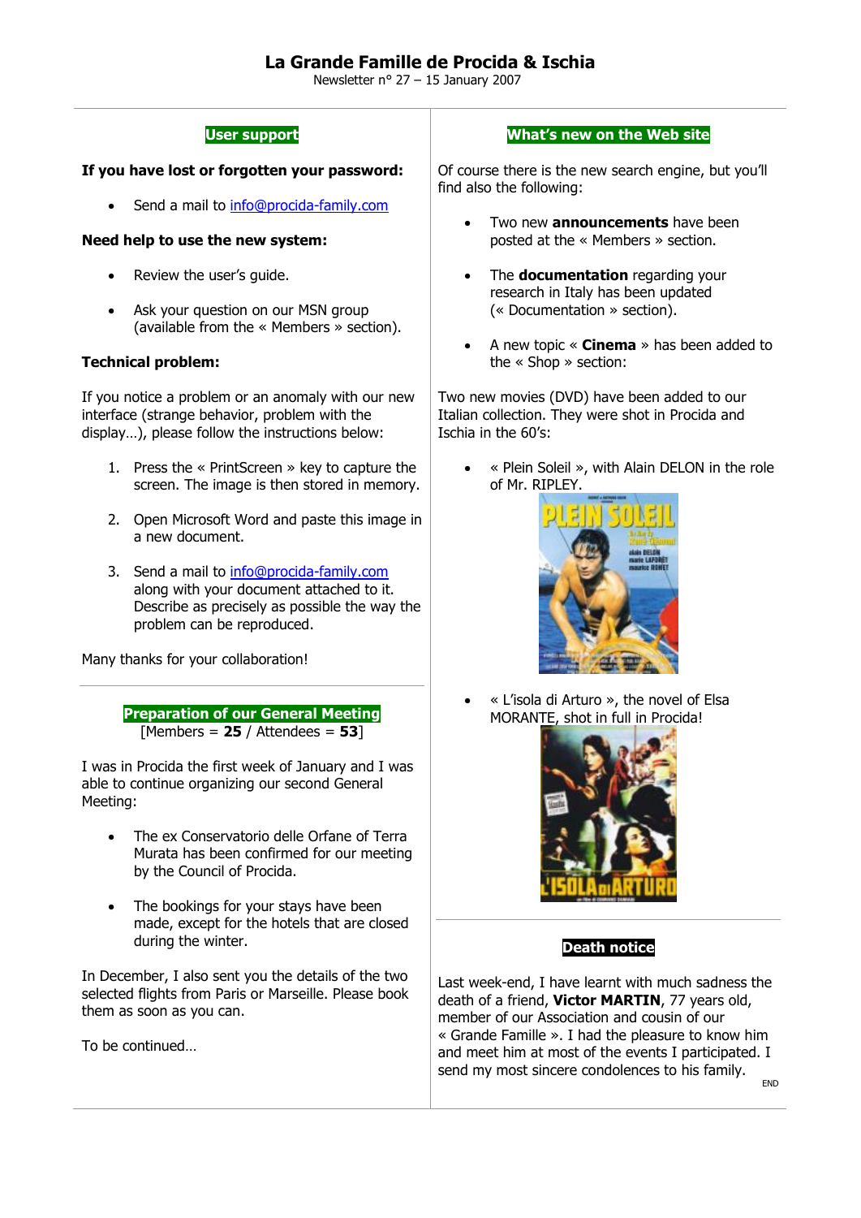# La Grande Famille de Procida & Ischia

Newsletter n° 27 – 15 January 2007

## User support

**If you have lost or forgotten your password:**

- Send a mail to info@procida-family.com

**Need help to use the new system:**

- Review the user's guide.
- Ask your question on our MSN group (available from the « Members » section).

**Technical problem:**

If you notice a problem or an anomaly with our new interface (strange behavior, problem with the display…), please follow the instructions below:

1. Press the « PrintScreen » key to capture the screen. The image is then stored in memory.
2. Open Microsoft Word and paste this image in a new document.
3. Send a mail to info@procida-family.com along with your document attached to it. Describe as precisely as possible the way the problem can be reproduced.

Many thanks for your collaboration!

## Preparation of our General Meeting

[Members = **25** / Attendees = **53**]

I was in Procida the first week of January and I was able to continue organizing our second General Meeting:

- The ex Conservatorio delle Orfane of Terra Murata has been confirmed for our meeting by the Council of Procida.
- The bookings for your stays have been made, except for the hotels that are closed during the winter.

In December, I also sent you the details of the two selected flights from Paris or Marseille. Please book them as soon as you can.

To be continued…

## What's new on the Web site

Of course there is the new search engine, but you'll find also the following:

- Two new **announcements** have been posted at the « Members » section.
- The **documentation** regarding your research in Italy has been updated (« Documentation » section).
- A new topic « **Cinema** » has been added to the « Shop » section:

Two new movies (DVD) have been added to our Italian collection. They were shot in Procida and Ischia in the 60's:

- « Plein Soleil », with Alain DELON in the role of Mr. RIPLEY.
- « L'isola di Arturo », the novel of Elsa MORANTE, shot in full in Procida!

## Death notice

Last week-end, I have learnt with much sadness the death of a friend, **Victor MARTIN**, 77 years old, member of our Association and cousin of our « Grande Famille ». I had the pleasure to know him and meet him at most of the events I participated. I send my most sincere condolences to his family.

END